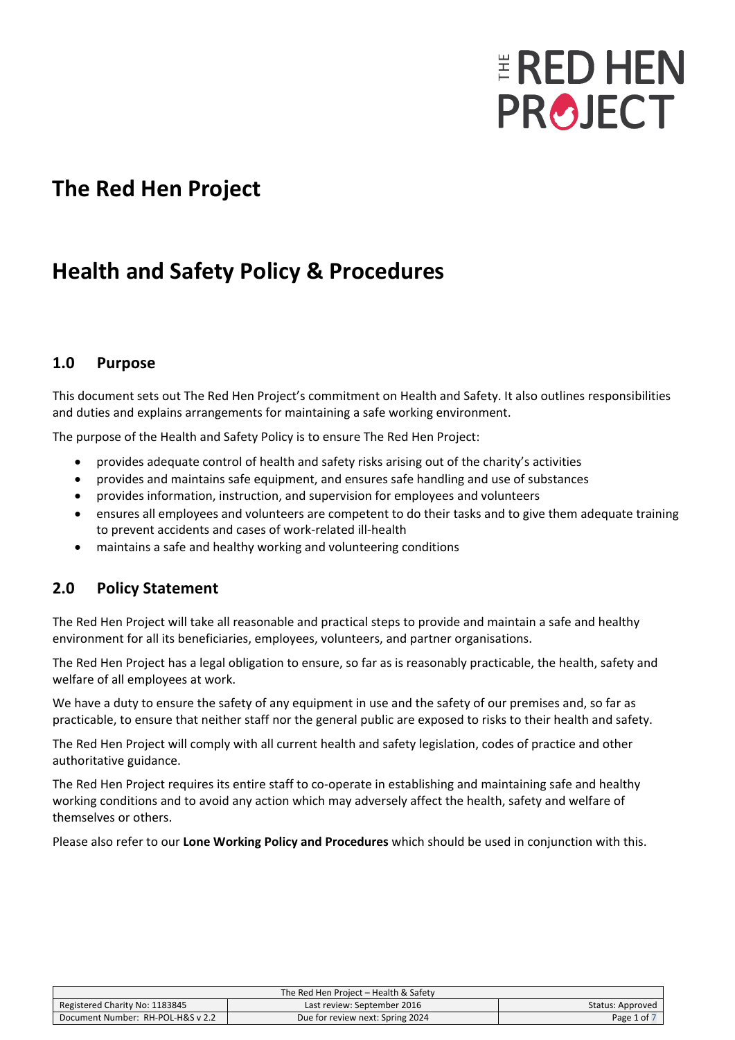# The Red Hen Project

# Health and Safety Policy & Procedures

## 1.0 Purpose

This document sets out The Red Hen Project's commitment on Health and Safety. It also outlines responsibilities and duties and explains arrangements for maintaining a safe working environment.

The purpose of the Health and Safety Policy is to ensure The Red Hen Project:

- provides adequate control of health and safety risks arising out of the charity's activities
- provides and maintains safe equipment, and ensures safe handling and use of substances
- provides information, instruction, and supervision for employees and volunteers
- ensures all employees and volunteers are competent to do their tasks and to give them adequate training to prevent accidents and cases of work-related ill-health
- maintains a safe and healthy working and volunteering conditions

## 2.0 Policy Statement

The Red Hen Project will take all reasonable and practical steps to provide and maintain a safe and healthy environment for all its beneficiaries, employees, volunteers, and partner organisations.

The Red Hen Project has a legal obligation to ensure, so far as is reasonably practicable, the health, safety and welfare of all employees at work.

We have a duty to ensure the safety of any equipment in use and the safety of our premises and, so far as practicable, to ensure that neither staff nor the general public are exposed to risks to their health and safety.

The Red Hen Project will comply with all current health and safety legislation, codes of practice and other authoritative guidance.

The Red Hen Project requires its entire staff to co-operate in establishing and maintaining safe and healthy working conditions and to avoid any action which may adversely affect the health, safety and welfare of themselves or others.

Please also refer to our **Lone Working Policy and Procedures** which should be used in conjunction with this.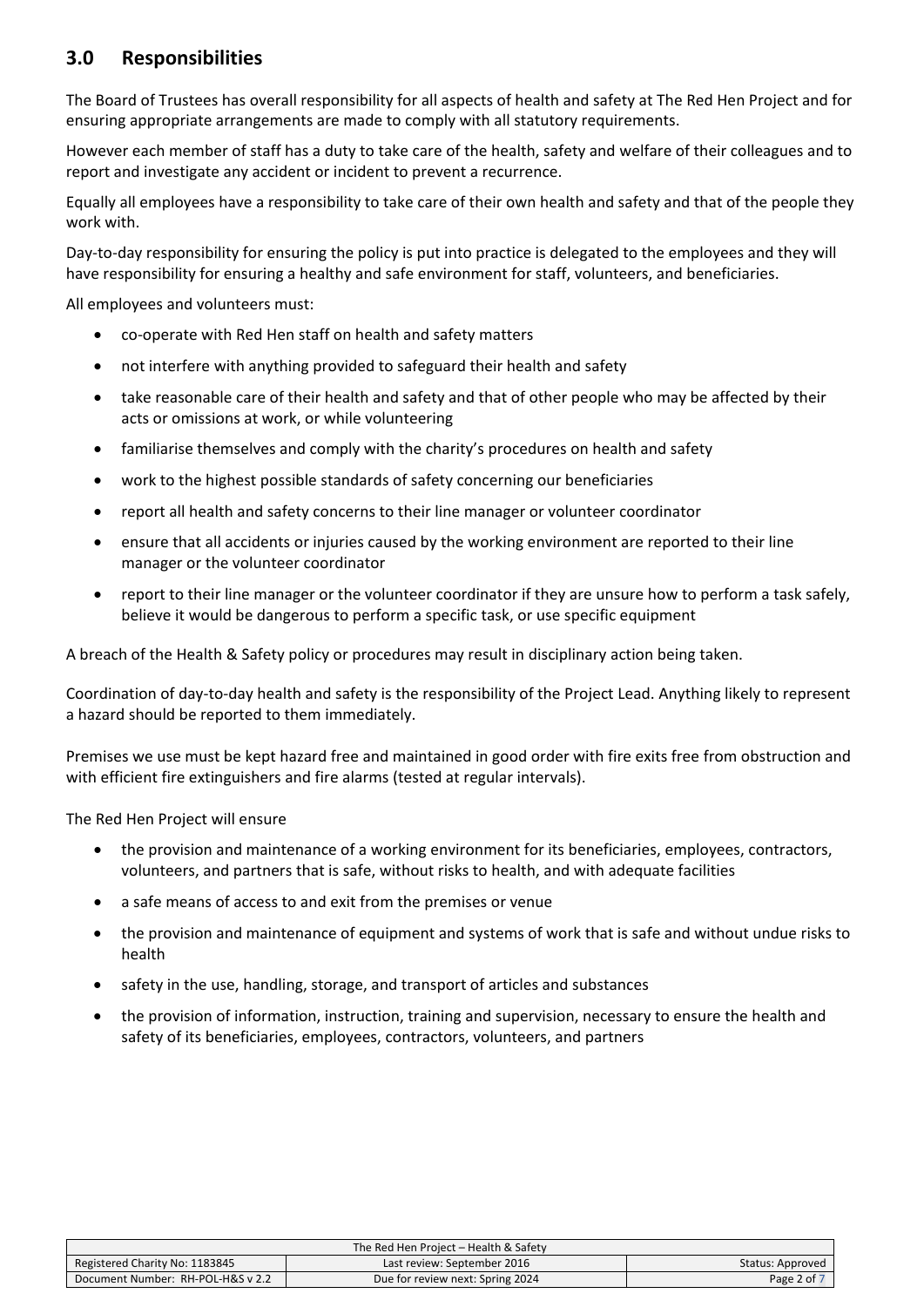## 3.0 Responsibilities

The Board of Trustees has overall responsibility for all aspects of health and safety at The Red Hen Project and for ensuring appropriate arrangements are made to comply with all statutory requirements.

However each member of staff has a duty to take care of the health, safety and welfare of their colleagues and to report and investigate any accident or incident to prevent a recurrence.

Equally all employees have a responsibility to take care of their own health and safety and that of the people they work with.

Day-to-day responsibility for ensuring the policy is put into practice is delegated to the employees and they will have responsibility for ensuring a healthy and safe environment for staff, volunteers, and beneficiaries.

All employees and volunteers must:

- co-operate with Red Hen staff on health and safety matters
- not interfere with anything provided to safeguard their health and safety
- take reasonable care of their health and safety and that of other people who may be affected by their acts or omissions at work, or while volunteering
- familiarise themselves and comply with the charity's procedures on health and safety
- work to the highest possible standards of safety concerning our beneficiaries
- report all health and safety concerns to their line manager or volunteer coordinator
- ensure that all accidents or injuries caused by the working environment are reported to their line manager or the volunteer coordinator
- report to their line manager or the volunteer coordinator if they are unsure how to perform a task safely, believe it would be dangerous to perform a specific task, or use specific equipment

A breach of the Health & Safety policy or procedures may result in disciplinary action being taken.

Coordination of day-to-day health and safety is the responsibility of the Project Lead. Anything likely to represent a hazard should be reported to them immediately.

Premises we use must be kept hazard free and maintained in good order with fire exits free from obstruction and with efficient fire extinguishers and fire alarms (tested at regular intervals).

The Red Hen Project will ensure

- the provision and maintenance of a working environment for its beneficiaries, employees, contractors, volunteers, and partners that is safe, without risks to health, and with adequate facilities
- a safe means of access to and exit from the premises or venue
- the provision and maintenance of equipment and systems of work that is safe and without undue risks to health
- safety in the use, handling, storage, and transport of articles and substances
- the provision of information, instruction, training and supervision, necessary to ensure the health and safety of its beneficiaries, employees, contractors, volunteers, and partners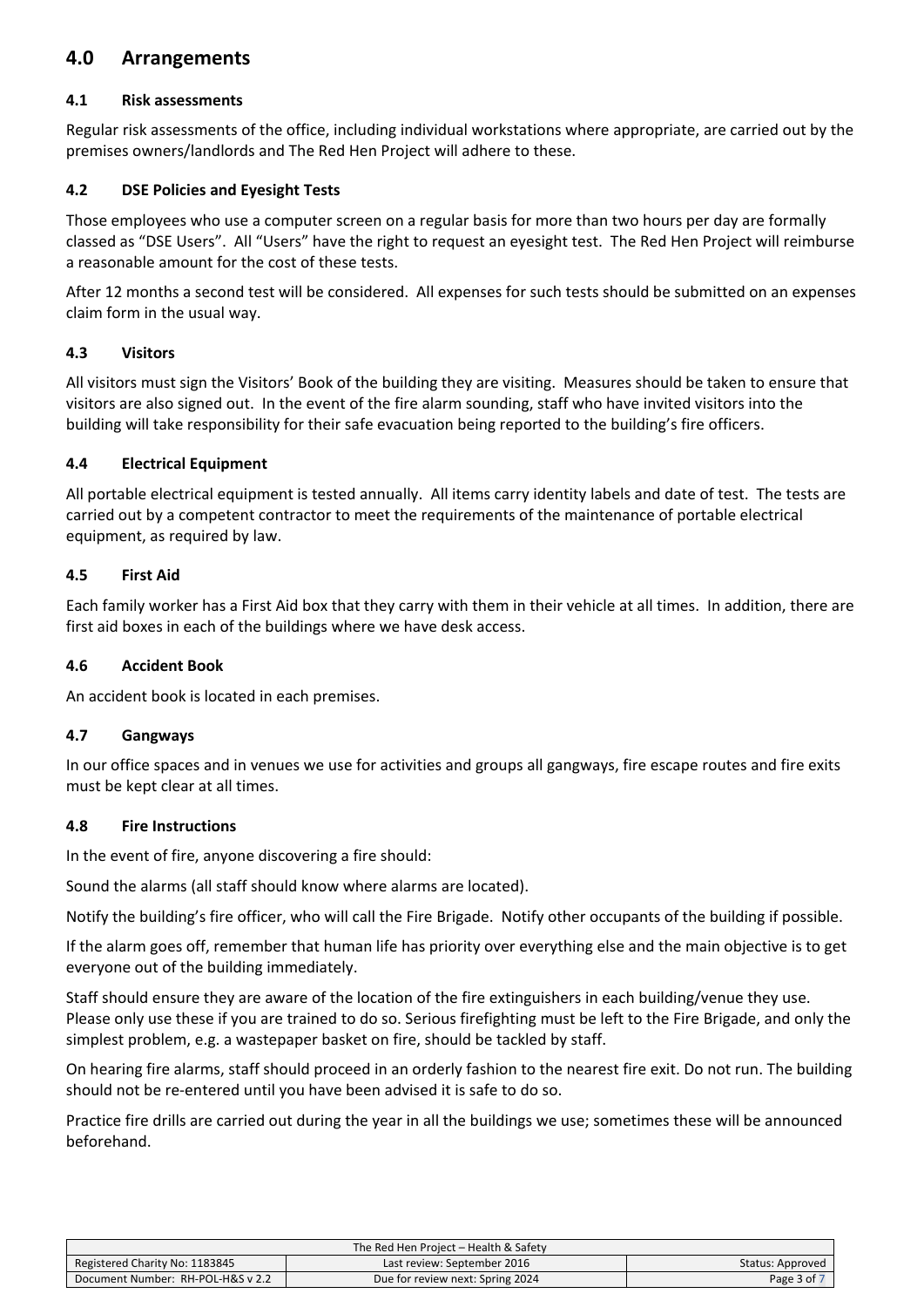## 4.0 Arrangements

### 4.1 Risk assessments

Regular risk assessments of the office, including individual workstations where appropriate, are carried out by the premises owners/landlords and The Red Hen Project will adhere to these.

### 4.2 DSE Policies and Eyesight Tests

Those employees who use a computer screen on a regular basis for more than two hours per day are formally classed as "DSE Users". All "Users" have the right to request an eyesight test. The Red Hen Project will reimburse a reasonable amount for the cost of these tests.

After 12 months a second test will be considered. All expenses for such tests should be submitted on an expenses claim form in the usual way.

### 4.3 Visitors

All visitors must sign the Visitors' Book of the building they are visiting. Measures should be taken to ensure that visitors are also signed out. In the event of the fire alarm sounding, staff who have invited visitors into the building will take responsibility for their safe evacuation being reported to the building's fire officers.

### 4.4 Electrical Equipment

All portable electrical equipment is tested annually. All items carry identity labels and date of test. The tests are carried out by a competent contractor to meet the requirements of the maintenance of portable electrical equipment, as required by law.

### 4.5 First Aid

Each family worker has a First Aid box that they carry with them in their vehicle at all times. In addition, there are first aid boxes in each of the buildings where we have desk access.

### 4.6 Accident Book

An accident book is located in each premises.

### 4.7 Gangways

In our office spaces and in venues we use for activities and groups all gangways, fire escape routes and fire exits must be kept clear at all times.

### 4.8 Fire Instructions

In the event of fire, anyone discovering a fire should:

Sound the alarms (all staff should know where alarms are located).

Notify the building's fire officer, who will call the Fire Brigade. Notify other occupants of the building if possible.

If the alarm goes off, remember that human life has priority over everything else and the main objective is to get everyone out of the building immediately.

Staff should ensure they are aware of the location of the fire extinguishers in each building/venue they use. Please only use these if you are trained to do so. Serious firefighting must be left to the Fire Brigade, and only the simplest problem, e.g. a wastepaper basket on fire, should be tackled by staff.

On hearing fire alarms, staff should proceed in an orderly fashion to the nearest fire exit. Do not run. The building should not be re-entered until you have been advised it is safe to do so.

Practice fire drills are carried out during the year in all the buildings we use; sometimes these will be announced beforehand.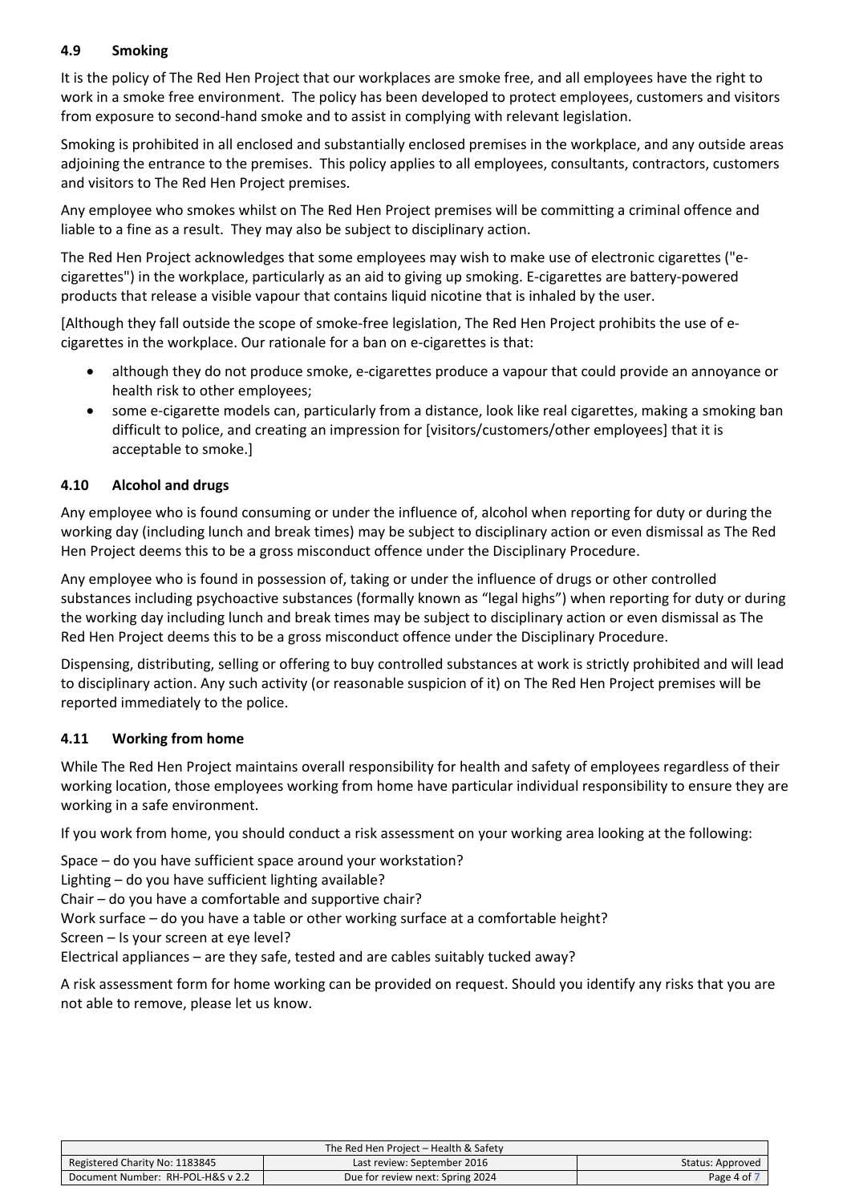### 4.9 Smoking

It is the policy of The Red Hen Project that our workplaces are smoke free, and all employees have the right to work in a smoke free environment. The policy has been developed to protect employees, customers and visitors from exposure to second-hand smoke and to assist in complying with relevant legislation.

Smoking is prohibited in all enclosed and substantially enclosed premises in the workplace, and any outside areas adjoining the entrance to the premises. This policy applies to all employees, consultants, contractors, customers and visitors to The Red Hen Project premises.

Any employee who smokes whilst on The Red Hen Project premises will be committing a criminal offence and liable to a fine as a result. They may also be subject to disciplinary action.

The Red Hen Project acknowledges that some employees may wish to make use of electronic cigarettes ("e-cigarettes") in the workplace, particularly as an aid to giving up smoking. E-cigarettes are battery-powered products that release a visible vapour that contains liquid nicotine that is inhaled by the user.

[Although they fall outside the scope of smoke-free legislation, The Red Hen Project prohibits the use of e-cigarettes in the workplace. Our rationale for a ban on e-cigarettes is that:

- although they do not produce smoke, e-cigarettes produce a vapour that could provide an annoyance or health risk to other employees;
- some e-cigarette models can, particularly from a distance, look like real cigarettes, making a smoking ban difficult to police, and creating an impression for [visitors/customers/other employees] that it is acceptable to smoke.]

### 4.10 Alcohol and drugs

Any employee who is found consuming or under the influence of, alcohol when reporting for duty or during the working day (including lunch and break times) may be subject to disciplinary action or even dismissal as The Red Hen Project deems this to be a gross misconduct offence under the Disciplinary Procedure.

Any employee who is found in possession of, taking or under the influence of drugs or other controlled substances including psychoactive substances (formally known as "legal highs") when reporting for duty or during the working day including lunch and break times may be subject to disciplinary action or even dismissal as The Red Hen Project deems this to be a gross misconduct offence under the Disciplinary Procedure.

Dispensing, distributing, selling or offering to buy controlled substances at work is strictly prohibited and will lead to disciplinary action. Any such activity (or reasonable suspicion of it) on The Red Hen Project premises will be reported immediately to the police.

### 4.11 Working from home

While The Red Hen Project maintains overall responsibility for health and safety of employees regardless of their working location, those employees working from home have particular individual responsibility to ensure they are working in a safe environment.

If you work from home, you should conduct a risk assessment on your working area looking at the following:

Space – do you have sufficient space around your workstation?
Lighting – do you have sufficient lighting available?
Chair – do you have a comfortable and supportive chair?
Work surface – do you have a table or other working surface at a comfortable height?
Screen – Is your screen at eye level?
Electrical appliances – are they safe, tested and are cables suitably tucked away?

A risk assessment form for home working can be provided on request. Should you identify any risks that you are not able to remove, please let us know.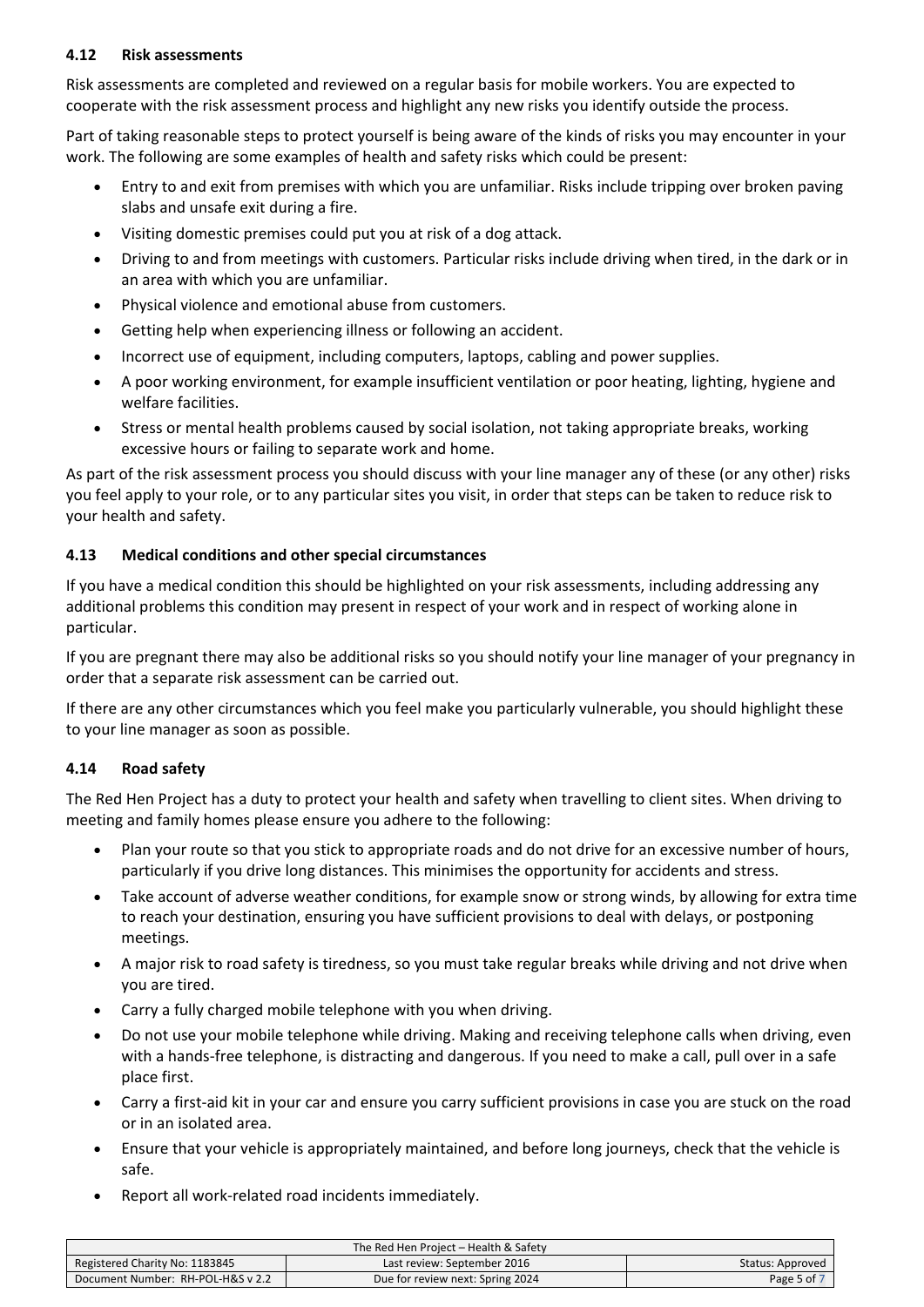### 4.12 Risk assessments

Risk assessments are completed and reviewed on a regular basis for mobile workers. You are expected to cooperate with the risk assessment process and highlight any new risks you identify outside the process.

Part of taking reasonable steps to protect yourself is being aware of the kinds of risks you may encounter in your work. The following are some examples of health and safety risks which could be present:

- Entry to and exit from premises with which you are unfamiliar. Risks include tripping over broken paving slabs and unsafe exit during a fire.
- Visiting domestic premises could put you at risk of a dog attack.
- Driving to and from meetings with customers. Particular risks include driving when tired, in the dark or in an area with which you are unfamiliar.
- Physical violence and emotional abuse from customers.
- Getting help when experiencing illness or following an accident.
- Incorrect use of equipment, including computers, laptops, cabling and power supplies.
- A poor working environment, for example insufficient ventilation or poor heating, lighting, hygiene and welfare facilities.
- Stress or mental health problems caused by social isolation, not taking appropriate breaks, working excessive hours or failing to separate work and home.

As part of the risk assessment process you should discuss with your line manager any of these (or any other) risks you feel apply to your role, or to any particular sites you visit, in order that steps can be taken to reduce risk to your health and safety.

### 4.13 Medical conditions and other special circumstances

If you have a medical condition this should be highlighted on your risk assessments, including addressing any additional problems this condition may present in respect of your work and in respect of working alone in particular.

If you are pregnant there may also be additional risks so you should notify your line manager of your pregnancy in order that a separate risk assessment can be carried out.

If there are any other circumstances which you feel make you particularly vulnerable, you should highlight these to your line manager as soon as possible.

### 4.14 Road safety

The Red Hen Project has a duty to protect your health and safety when travelling to client sites. When driving to meeting and family homes please ensure you adhere to the following:

- Plan your route so that you stick to appropriate roads and do not drive for an excessive number of hours, particularly if you drive long distances. This minimises the opportunity for accidents and stress.
- Take account of adverse weather conditions, for example snow or strong winds, by allowing for extra time to reach your destination, ensuring you have sufficient provisions to deal with delays, or postponing meetings.
- A major risk to road safety is tiredness, so you must take regular breaks while driving and not drive when you are tired.
- Carry a fully charged mobile telephone with you when driving.
- Do not use your mobile telephone while driving. Making and receiving telephone calls when driving, even with a hands-free telephone, is distracting and dangerous. If you need to make a call, pull over in a safe place first.
- Carry a first-aid kit in your car and ensure you carry sufficient provisions in case you are stuck on the road or in an isolated area.
- Ensure that your vehicle is appropriately maintained, and before long journeys, check that the vehicle is safe.
- Report all work-related road incidents immediately.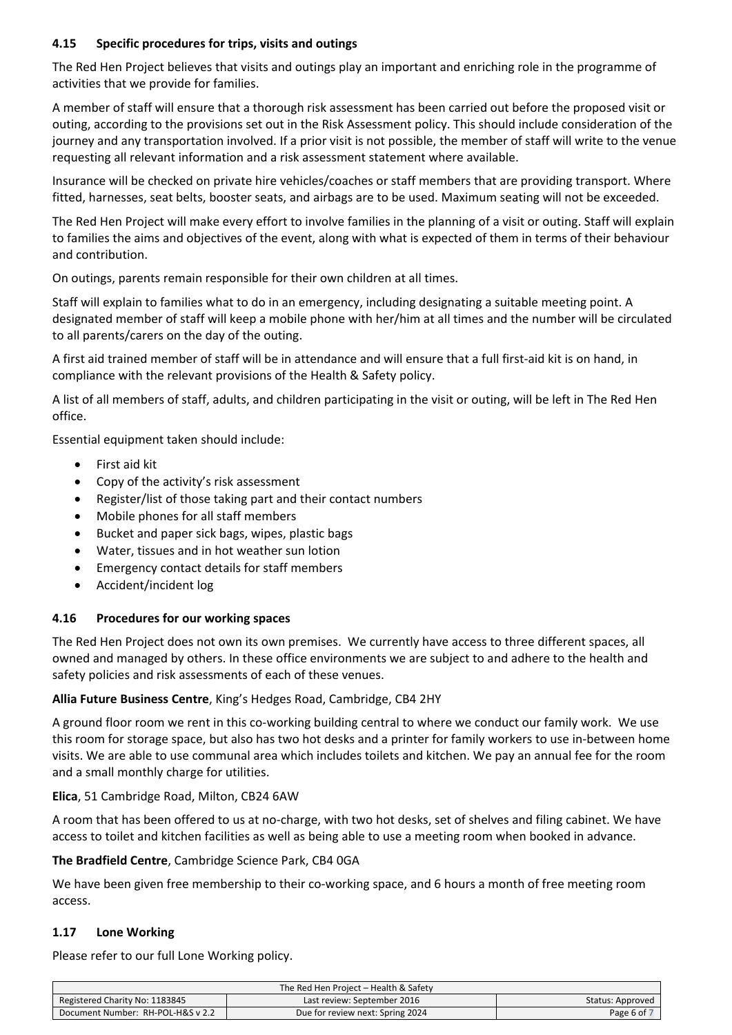### 4.15 Specific procedures for trips, visits and outings

The Red Hen Project believes that visits and outings play an important and enriching role in the programme of activities that we provide for families.

A member of staff will ensure that a thorough risk assessment has been carried out before the proposed visit or outing, according to the provisions set out in the Risk Assessment policy. This should include consideration of the journey and any transportation involved. If a prior visit is not possible, the member of staff will write to the venue requesting all relevant information and a risk assessment statement where available.

Insurance will be checked on private hire vehicles/coaches or staff members that are providing transport. Where fitted, harnesses, seat belts, booster seats, and airbags are to be used. Maximum seating will not be exceeded.

The Red Hen Project will make every effort to involve families in the planning of a visit or outing. Staff will explain to families the aims and objectives of the event, along with what is expected of them in terms of their behaviour and contribution.

On outings, parents remain responsible for their own children at all times.

Staff will explain to families what to do in an emergency, including designating a suitable meeting point. A designated member of staff will keep a mobile phone with her/him at all times and the number will be circulated to all parents/carers on the day of the outing.

A first aid trained member of staff will be in attendance and will ensure that a full first-aid kit is on hand, in compliance with the relevant provisions of the Health & Safety policy.

A list of all members of staff, adults, and children participating in the visit or outing, will be left in The Red Hen office.

Essential equipment taken should include:

- First aid kit
- Copy of the activity's risk assessment
- Register/list of those taking part and their contact numbers
- Mobile phones for all staff members
- Bucket and paper sick bags, wipes, plastic bags
- Water, tissues and in hot weather sun lotion
- Emergency contact details for staff members
- Accident/incident log

### 4.16 Procedures for our working spaces

The Red Hen Project does not own its own premises. We currently have access to three different spaces, all owned and managed by others. In these office environments we are subject to and adhere to the health and safety policies and risk assessments of each of these venues.

**Allia Future Business Centre**, King's Hedges Road, Cambridge, CB4 2HY

A ground floor room we rent in this co-working building central to where we conduct our family work. We use this room for storage space, but also has two hot desks and a printer for family workers to use in-between home visits. We are able to use communal area which includes toilets and kitchen. We pay an annual fee for the room and a small monthly charge for utilities.

**Elica**, 51 Cambridge Road, Milton, CB24 6AW

A room that has been offered to us at no-charge, with two hot desks, set of shelves and filing cabinet. We have access to toilet and kitchen facilities as well as being able to use a meeting room when booked in advance.

**The Bradfield Centre**, Cambridge Science Park, CB4 0GA

We have been given free membership to their co-working space, and 6 hours a month of free meeting room access.

### 1.17 Lone Working

Please refer to our full Lone Working policy.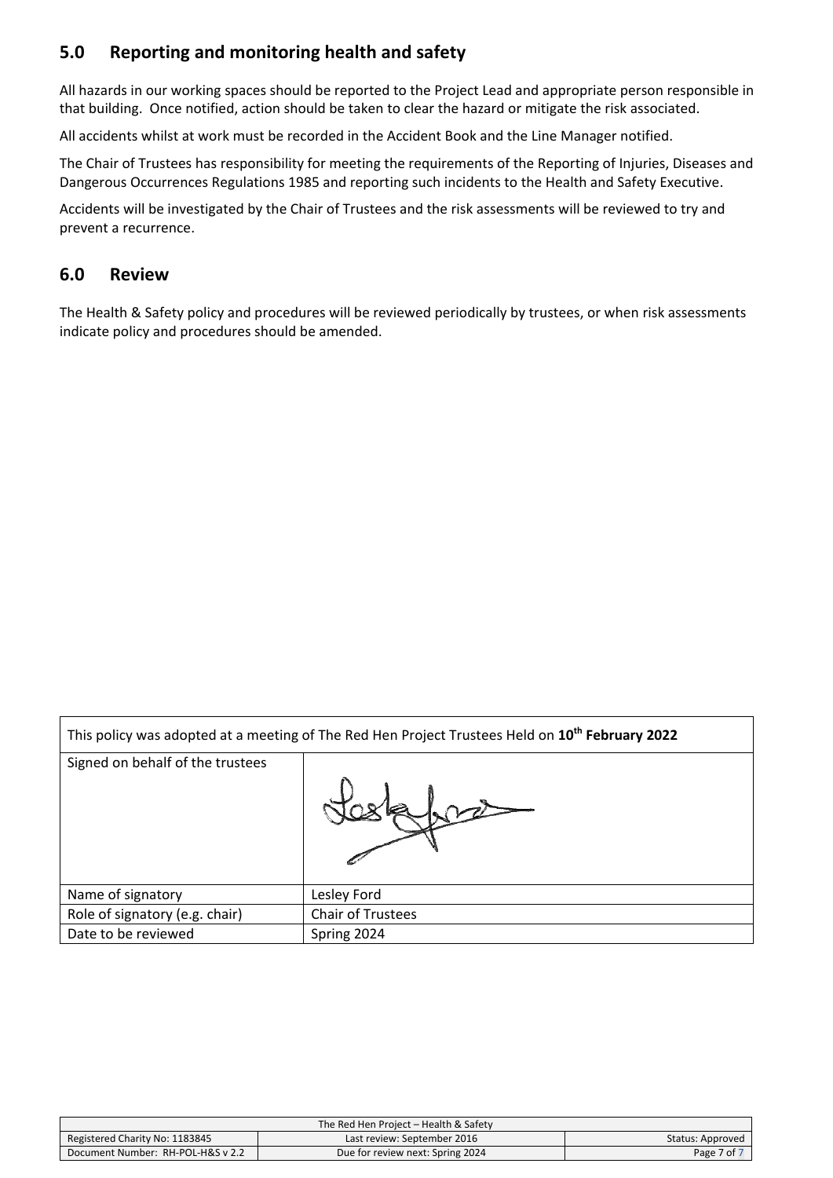## 5.0 Reporting and monitoring health and safety

All hazards in our working spaces should be reported to the Project Lead and appropriate person responsible in that building. Once notified, action should be taken to clear the hazard or mitigate the risk associated.

All accidents whilst at work must be recorded in the Accident Book and the Line Manager notified.

The Chair of Trustees has responsibility for meeting the requirements of the Reporting of Injuries, Diseases and Dangerous Occurrences Regulations 1985 and reporting such incidents to the Health and Safety Executive.

Accidents will be investigated by the Chair of Trustees and the risk assessments will be reviewed to try and prevent a recurrence.

## 6.0 Review

The Health & Safety policy and procedures will be reviewed periodically by trustees, or when risk assessments indicate policy and procedures should be amended.

| This policy was adopted at a meeting of The Red Hen Project Trustees Held on **10th February 2022** | |
|---|---|
| Signed on behalf of the trustees | |
| Name of signatory | Lesley Ford |
| Role of signatory (e.g. chair) | Chair of Trustees |
| Date to be reviewed | Spring 2024 |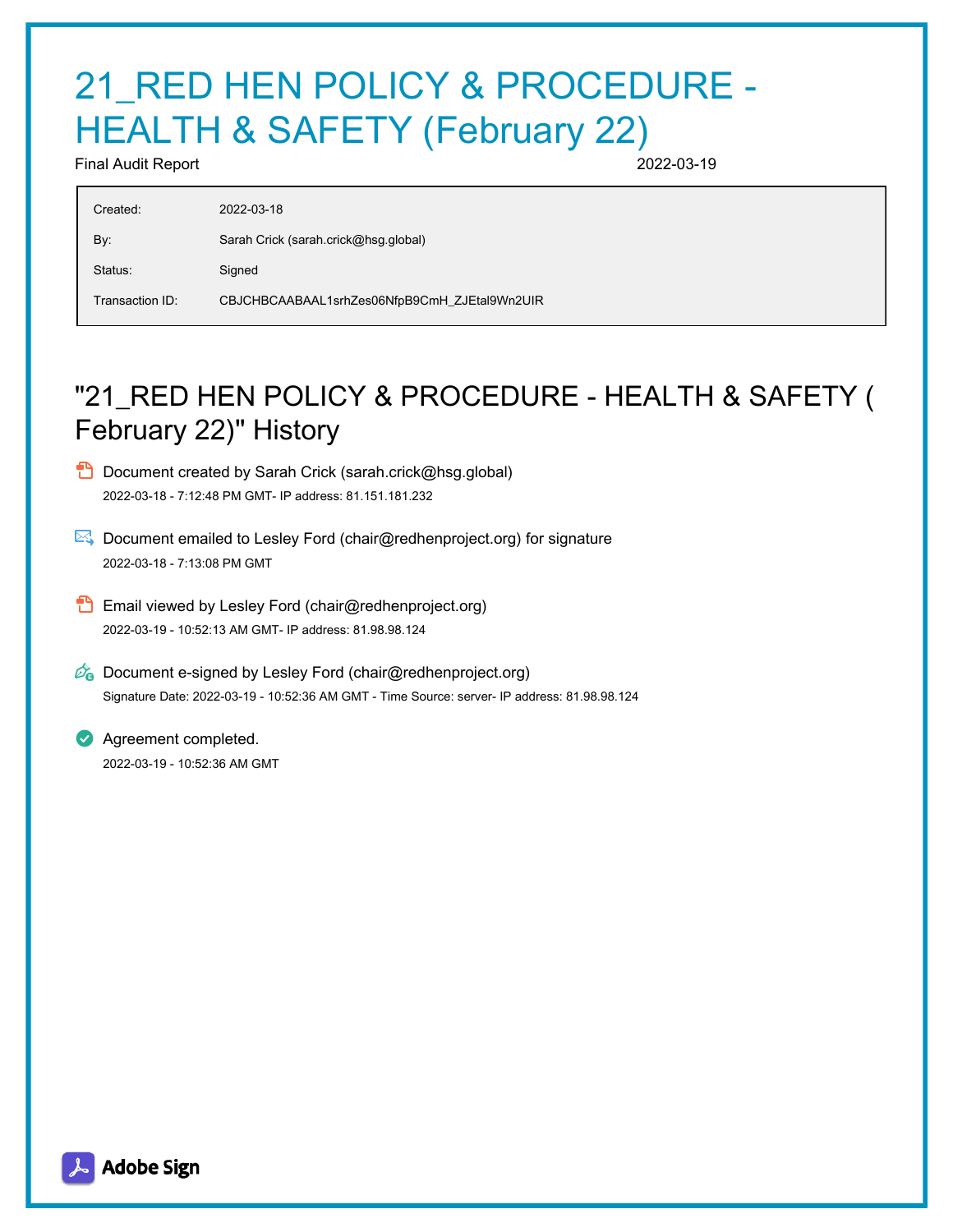# 21_RED HEN POLICY & PROCEDURE - HEALTH & SAFETY (February 22)

Final Audit Report 2022-03-19

| | |
|---|---|
| Created: | 2022-03-18 |
| By: | Sarah Crick (sarah.crick@hsg.global) |
| Status: | Signed |
| Transaction ID: | CBJCHBCAABAAL1srhZes06NfpB9CmH_ZJEtal9Wn2UIR |

## "21_RED HEN POLICY & PROCEDURE - HEALTH & SAFETY (February 22)" History

- Document created by Sarah Crick (sarah.crick@hsg.global)
  2022-03-18 - 7:12:48 PM GMT- IP address: 81.151.181.232

- Document emailed to Lesley Ford (chair@redhenproject.org) for signature
  2022-03-18 - 7:13:08 PM GMT

- Email viewed by Lesley Ford (chair@redhenproject.org)
  2022-03-19 - 10:52:13 AM GMT- IP address: 81.98.98.124

- Document e-signed by Lesley Ford (chair@redhenproject.org)
  Signature Date: 2022-03-19 - 10:52:36 AM GMT - Time Source: server- IP address: 81.98.98.124

- Agreement completed.
  2022-03-19 - 10:52:36 AM GMT

Adobe Sign